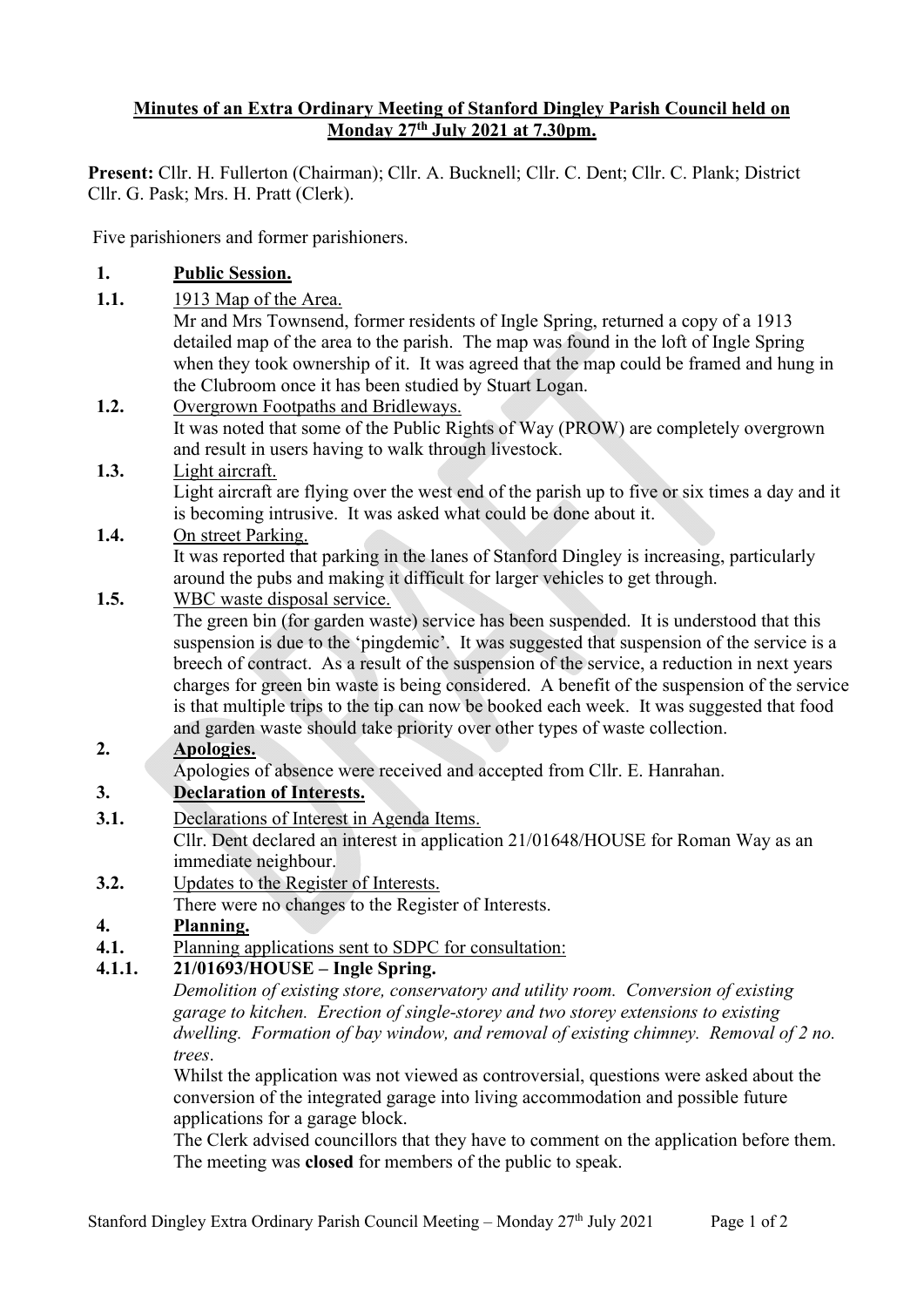**Minutes of an Extra Ordinary Meeting of Stanford Dingley Parish Council held on Monday 27th July 2021 at 7.30pm.**

**Present:** Cllr. H. Fullerton (Chairman); Cllr. A. Bucknell; Cllr. C. Dent; Cllr. C. Plank; District Cllr. G. Pask; Mrs. H. Pratt (Clerk).

Five parishioners and former parishioners.

**1. Public Session.**

**1.1.** 1913 Map of the Area.
Mr and Mrs Townsend, former residents of Ingle Spring, returned a copy of a 1913 detailed map of the area to the parish. The map was found in the loft of Ingle Spring when they took ownership of it. It was agreed that the map could be framed and hung in the Clubroom once it has been studied by Stuart Logan.

**1.2.** Overgrown Footpaths and Bridleways.
It was noted that some of the Public Rights of Way (PROW) are completely overgrown and result in users having to walk through livestock.

**1.3.** Light aircraft.
Light aircraft are flying over the west end of the parish up to five or six times a day and it is becoming intrusive. It was asked what could be done about it.

**1.4.** On street Parking.
It was reported that parking in the lanes of Stanford Dingley is increasing, particularly around the pubs and making it difficult for larger vehicles to get through.

**1.5.** WBC waste disposal service.
The green bin (for garden waste) service has been suspended. It is understood that this suspension is due to the 'pingdemic'. It was suggested that suspension of the service is a breech of contract. As a result of the suspension of the service, a reduction in next years charges for green bin waste is being considered. A benefit of the suspension of the service is that multiple trips to the tip can now be booked each week. It was suggested that food and garden waste should take priority over other types of waste collection.

**2. Apologies.**
Apologies of absence were received and accepted from Cllr. E. Hanrahan.

**3. Declaration of Interests.**

**3.1.** Declarations of Interest in Agenda Items.
Cllr. Dent declared an interest in application 21/01648/HOUSE for Roman Way as an immediate neighbour.

**3.2.** Updates to the Register of Interests.
There were no changes to the Register of Interests.

**4. Planning.**

**4.1.** Planning applications sent to SDPC for consultation:

**4.1.1. 21/01693/HOUSE – Ingle Spring.**
*Demolition of existing store, conservatory and utility room. Conversion of existing garage to kitchen. Erection of single-storey and two storey extensions to existing dwelling. Formation of bay window, and removal of existing chimney. Removal of 2 no. trees*.
Whilst the application was not viewed as controversial, questions were asked about the conversion of the integrated garage into living accommodation and possible future applications for a garage block.
The Clerk advised councillors that they have to comment on the application before them.
The meeting was **closed** for members of the public to speak.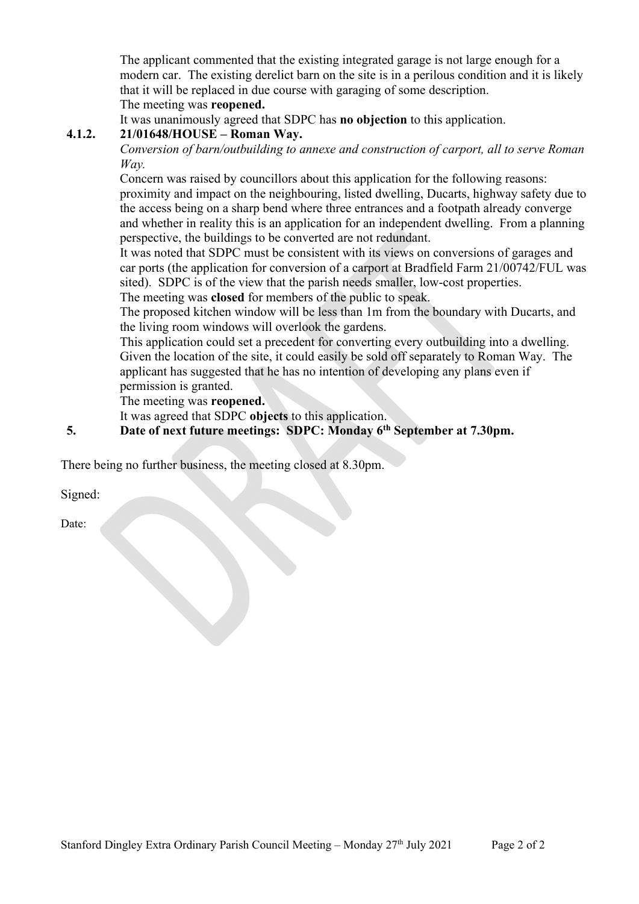The applicant commented that the existing integrated garage is not large enough for a modern car. The existing derelict barn on the site is in a perilous condition and it is likely that it will be replaced in due course with garaging of some description.
The meeting was **reopened.**
It was unanimously agreed that SDPC has **no objection** to this application.

**4.1.2. 21/01648/HOUSE – Roman Way.**

*Conversion of barn/outbuilding to annexe and construction of carport, all to serve Roman Way.*

Concern was raised by councillors about this application for the following reasons: proximity and impact on the neighbouring, listed dwelling, Ducarts, highway safety due to the access being on a sharp bend where three entrances and a footpath already converge and whether in reality this is an application for an independent dwelling. From a planning perspective, the buildings to be converted are not redundant.
It was noted that SDPC must be consistent with its views on conversions of garages and car ports (the application for conversion of a carport at Bradfield Farm 21/00742/FUL was sited). SDPC is of the view that the parish needs smaller, low-cost properties.
The meeting was **closed** for members of the public to speak.
The proposed kitchen window will be less than 1m from the boundary with Ducarts, and the living room windows will overlook the gardens.
This application could set a precedent for converting every outbuilding into a dwelling. Given the location of the site, it could easily be sold off separately to Roman Way. The applicant has suggested that he has no intention of developing any plans even if permission is granted.
The meeting was **reopened.**
It was agreed that SDPC **objects** to this application.

**5. Date of next future meetings: SDPC: Monday 6th September at 7.30pm.**

There being no further business, the meeting closed at 8.30pm.

Signed:

Date: